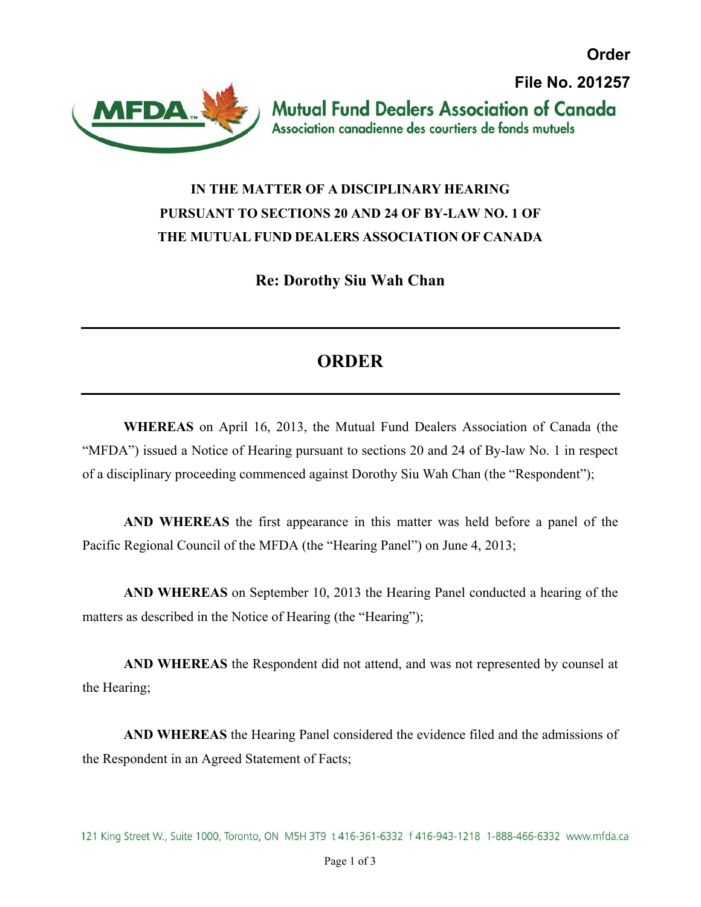**Order**

**File No. 201257**

Mutual Fund Dealers Association of Canada
Association canadienne des courtiers de fonds mutuels

**IN THE MATTER OF A DISCIPLINARY HEARING PURSUANT TO SECTIONS 20 AND 24 OF BY-LAW NO. 1 OF THE MUTUAL FUND DEALERS ASSOCIATION OF CANADA**

**Re: Dorothy Siu Wah Chan**

---

# ORDER

---

**WHEREAS** on April 16, 2013, the Mutual Fund Dealers Association of Canada (the "MFDA") issued a Notice of Hearing pursuant to sections 20 and 24 of By-law No. 1 in respect of a disciplinary proceeding commenced against Dorothy Siu Wah Chan (the "Respondent");

**AND WHEREAS** the first appearance in this matter was held before a panel of the Pacific Regional Council of the MFDA (the "Hearing Panel") on June 4, 2013;

**AND WHEREAS** on September 10, 2013 the Hearing Panel conducted a hearing of the matters as described in the Notice of Hearing (the "Hearing");

**AND WHEREAS** the Respondent did not attend, and was not represented by counsel at the Hearing;

**AND WHEREAS** the Hearing Panel considered the evidence filed and the admissions of the Respondent in an Agreed Statement of Facts;

121 King Street W., Suite 1000, Toronto, ON M5H 3T9 t 416-361-6332 f 416-943-1218 1-888-466-6332 www.mfda.ca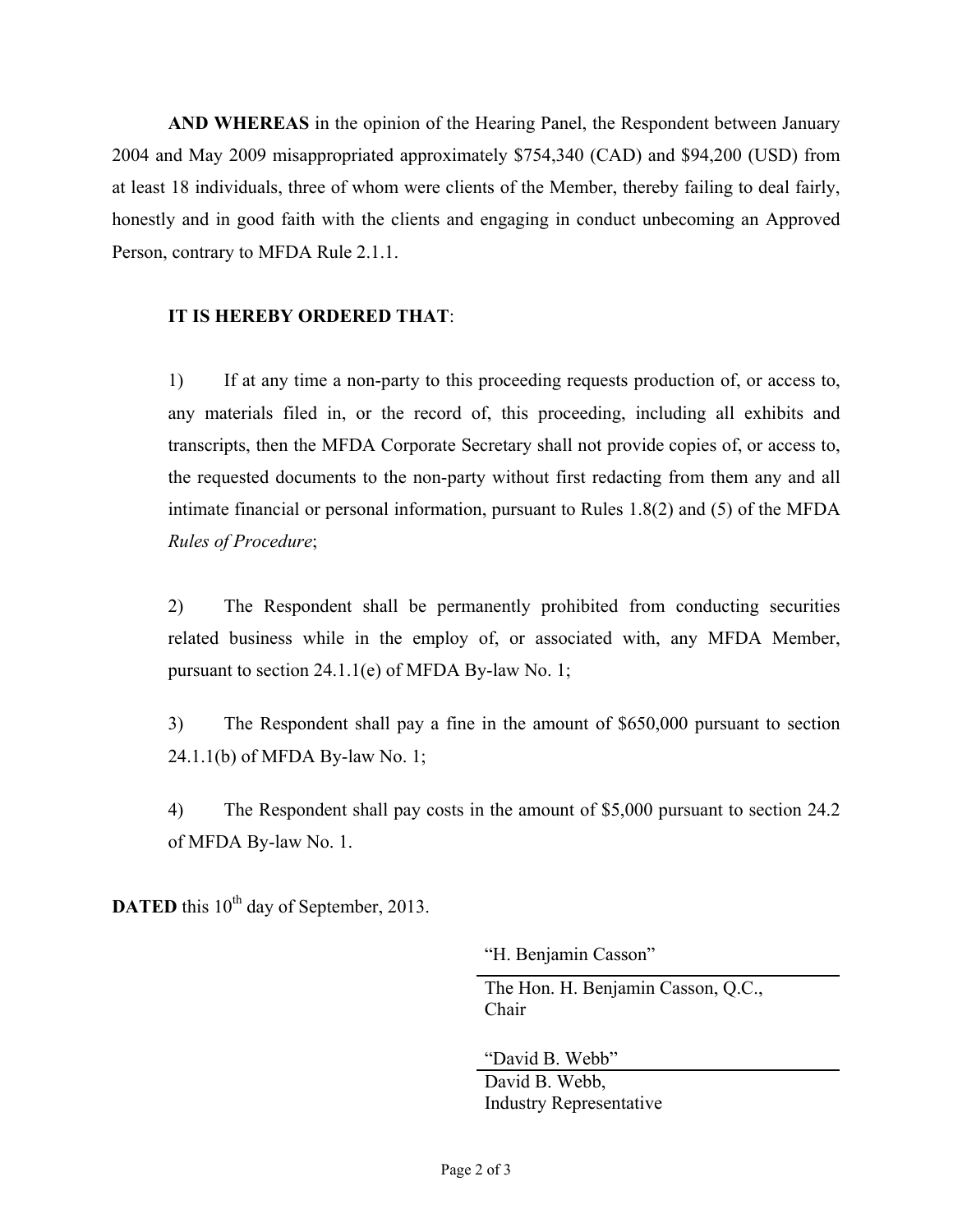**AND WHEREAS** in the opinion of the Hearing Panel, the Respondent between January 2004 and May 2009 misappropriated approximately $754,340 (CAD) and $94,200 (USD) from at least 18 individuals, three of whom were clients of the Member, thereby failing to deal fairly, honestly and in good faith with the clients and engaging in conduct unbecoming an Approved Person, contrary to MFDA Rule 2.1.1.

**IT IS HEREBY ORDERED THAT**:

1) If at any time a non-party to this proceeding requests production of, or access to, any materials filed in, or the record of, this proceeding, including all exhibits and transcripts, then the MFDA Corporate Secretary shall not provide copies of, or access to, the requested documents to the non-party without first redacting from them any and all intimate financial or personal information, pursuant to Rules 1.8(2) and (5) of the MFDA *Rules of Procedure*;

2) The Respondent shall be permanently prohibited from conducting securities related business while in the employ of, or associated with, any MFDA Member, pursuant to section 24.1.1(e) of MFDA By-law No. 1;

3) The Respondent shall pay a fine in the amount of $650,000 pursuant to section 24.1.1(b) of MFDA By-law No. 1;

4) The Respondent shall pay costs in the amount of $5,000 pursuant to section 24.2 of MFDA By-law No. 1.

**DATED** this 10th day of September, 2013.

"H. Benjamin Casson"

The Hon. H. Benjamin Casson, Q.C.,
Chair

"David B. Webb"

David B. Webb,
Industry Representative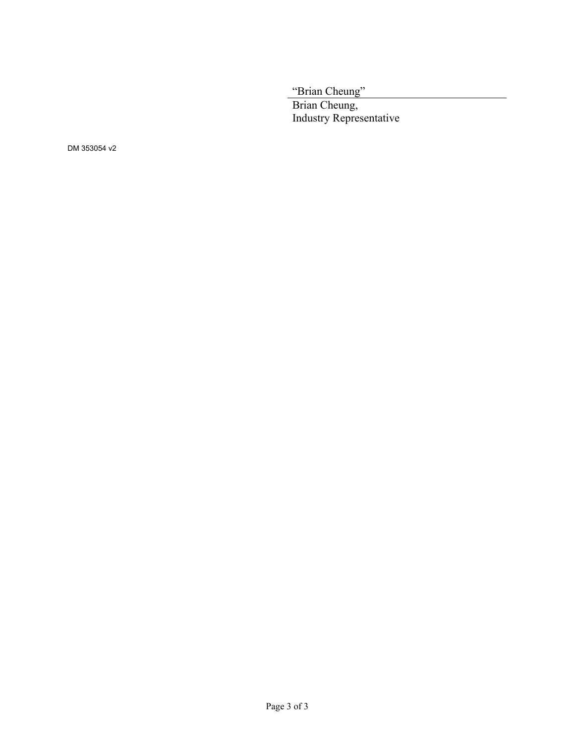"Brian Cheung"

Brian Cheung,
Industry Representative

DM 353054 v2